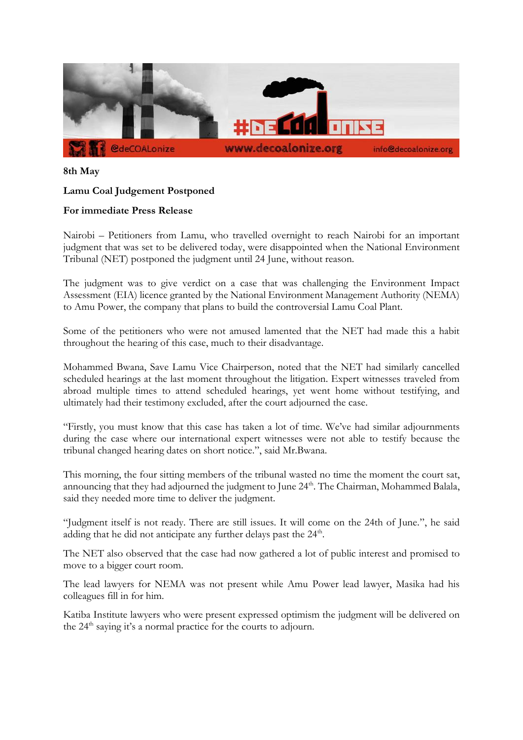@deCOALonize www.decoalonize.org info@decoalonize.org

**8th May**

**Lamu Coal Judgement Postponed**

**For immediate Press Release**

Nairobi – Petitioners from Lamu, who travelled overnight to reach Nairobi for an important judgment that was set to be delivered today, were disappointed when the National Environment Tribunal (NET) postponed the judgment until 24 June, without reason.

The judgment was to give verdict on a case that was challenging the Environment Impact Assessment (EIA) licence granted by the National Environment Management Authority (NEMA) to Amu Power, the company that plans to build the controversial Lamu Coal Plant.

Some of the petitioners who were not amused lamented that the NET had made this a habit throughout the hearing of this case, much to their disadvantage.

Mohammed Bwana, Save Lamu Vice Chairperson, noted that the NET had similarly cancelled scheduled hearings at the last moment throughout the litigation. Expert witnesses traveled from abroad multiple times to attend scheduled hearings, yet went home without testifying, and ultimately had their testimony excluded, after the court adjourned the case.

"Firstly, you must know that this case has taken a lot of time. We've had similar adjournments during the case where our international expert witnesses were not able to testify because the tribunal changed hearing dates on short notice.", said Mr.Bwana.

This morning, the four sitting members of the tribunal wasted no time the moment the court sat, announcing that they had adjourned the judgment to June 24th. The Chairman, Mohammed Balala, said they needed more time to deliver the judgment.

"Judgment itself is not ready. There are still issues. It will come on the 24th of June.", he said adding that he did not anticipate any further delays past the 24th.

The NET also observed that the case had now gathered a lot of public interest and promised to move to a bigger court room.

The lead lawyers for NEMA was not present while Amu Power lead lawyer, Masika had his colleagues fill in for him.

Katiba Institute lawyers who were present expressed optimism the judgment will be delivered on the 24th saying it's a normal practice for the courts to adjourn.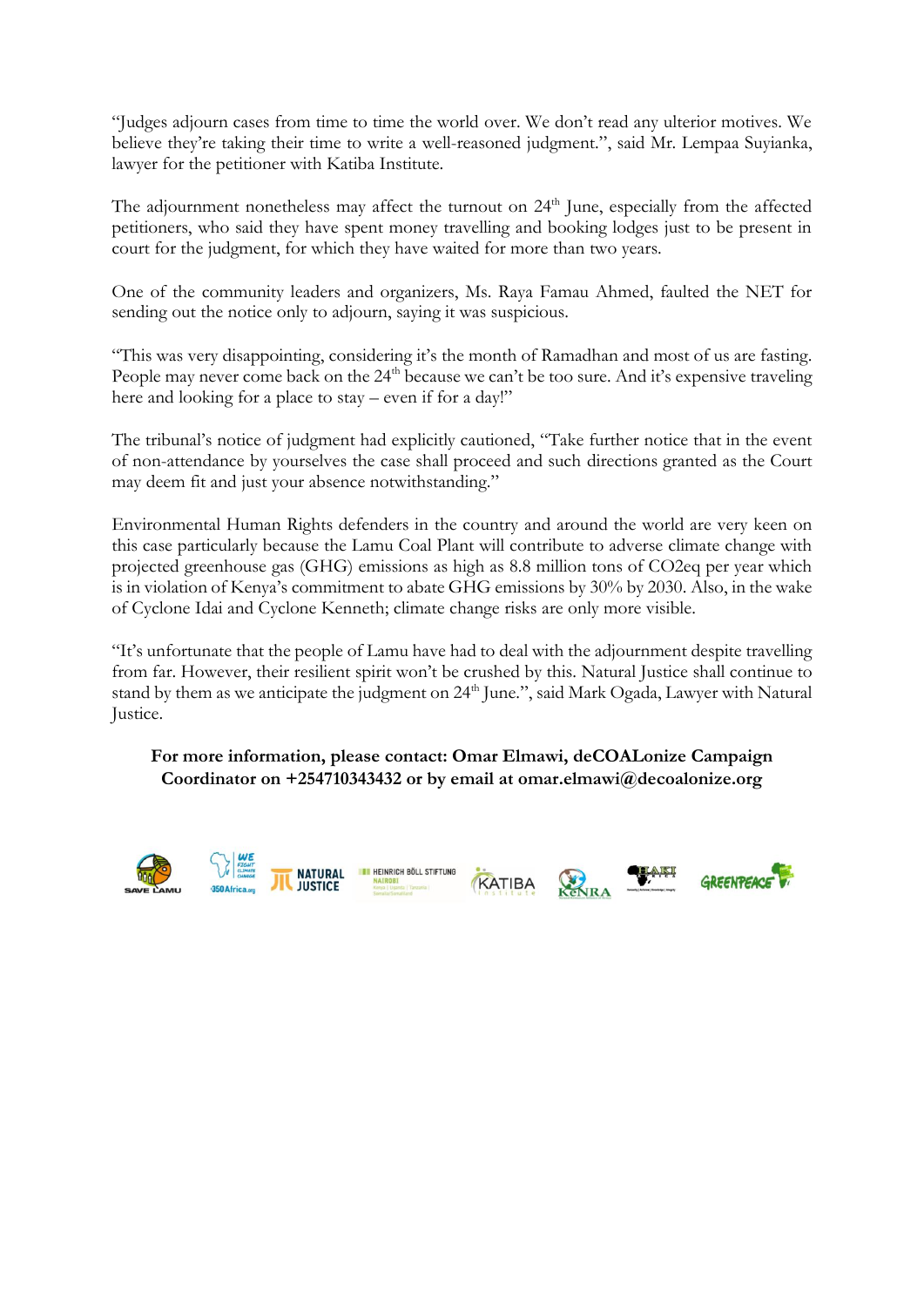"Judges adjourn cases from time to time the world over. We don't read any ulterior motives. We believe they're taking their time to write a well-reasoned judgment.", said Mr. Lempaa Suyianka, lawyer for the petitioner with Katiba Institute.

The adjournment nonetheless may affect the turnout on 24th June, especially from the affected petitioners, who said they have spent money travelling and booking lodges just to be present in court for the judgment, for which they have waited for more than two years.

One of the community leaders and organizers, Ms. Raya Famau Ahmed, faulted the NET for sending out the notice only to adjourn, saying it was suspicious.

"This was very disappointing, considering it's the month of Ramadhan and most of us are fasting. People may never come back on the 24th because we can't be too sure. And it's expensive traveling here and looking for a place to stay – even if for a day!"

The tribunal's notice of judgment had explicitly cautioned, "Take further notice that in the event of non-attendance by yourselves the case shall proceed and such directions granted as the Court may deem fit and just your absence notwithstanding."

Environmental Human Rights defenders in the country and around the world are very keen on this case particularly because the Lamu Coal Plant will contribute to adverse climate change with projected greenhouse gas (GHG) emissions as high as 8.8 million tons of CO2eq per year which is in violation of Kenya's commitment to abate GHG emissions by 30% by 2030. Also, in the wake of Cyclone Idai and Cyclone Kenneth; climate change risks are only more visible.

"It's unfortunate that the people of Lamu have had to deal with the adjournment despite travelling from far. However, their resilient spirit won't be crushed by this. Natural Justice shall continue to stand by them as we anticipate the judgment on 24th June.", said Mark Ogada, Lawyer with Natural Justice.

**For more information, please contact: Omar Elmawi, deCOALonize Campaign Coordinator on +254710343432 or by email at omar.elmawi@decoalonize.org**

SAVE LAMU | WE FIGHT CLIMATE CHANGE 350Africa.org | NATURAL JUSTICE | HEINRICH BÖLL STIFTUNG NAIROBI | KATIBA Institute | KeNRA | HAKI AFRICA | GREENPEACE